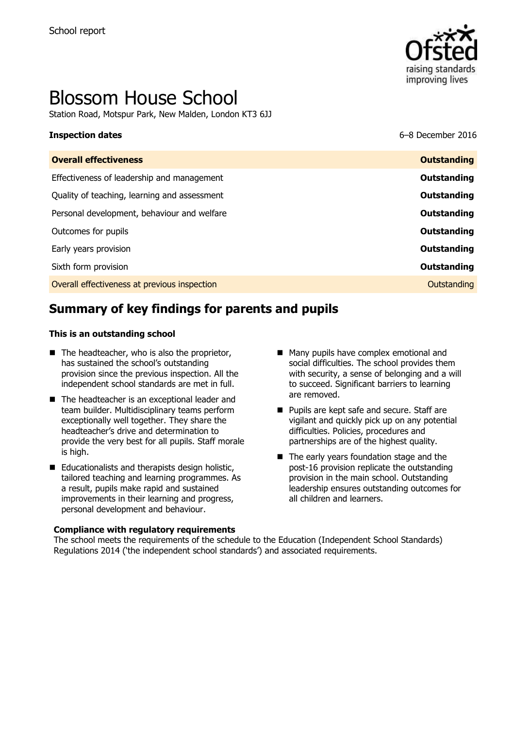School report

# Blossom House School

Station Road, Motspur Park, New Malden, London KT3 6JJ

**Inspection dates** 6–8 December 2016

| **Overall effectiveness** | **Outstanding** |
| --- | --- |
| Effectiveness of leadership and management | **Outstanding** |
| Quality of teaching, learning and assessment | **Outstanding** |
| Personal development, behaviour and welfare | **Outstanding** |
| Outcomes for pupils | **Outstanding** |
| Early years provision | **Outstanding** |
| Sixth form provision | **Outstanding** |
| Overall effectiveness at previous inspection | Outstanding |

## Summary of key findings for parents and pupils

### This is an outstanding school

- The headteacher, who is also the proprietor, has sustained the school's outstanding provision since the previous inspection. All the independent school standards are met in full.
- The headteacher is an exceptional leader and team builder. Multidisciplinary teams perform exceptionally well together. They share the headteacher's drive and determination to provide the very best for all pupils. Staff morale is high.
- Educationalists and therapists design holistic, tailored teaching and learning programmes. As a result, pupils make rapid and sustained improvements in their learning and progress, personal development and behaviour.
- Many pupils have complex emotional and social difficulties. The school provides them with security, a sense of belonging and a will to succeed. Significant barriers to learning are removed.
- Pupils are kept safe and secure. Staff are vigilant and quickly pick up on any potential difficulties. Policies, procedures and partnerships are of the highest quality.
- The early years foundation stage and the post-16 provision replicate the outstanding provision in the main school. Outstanding leadership ensures outstanding outcomes for all children and learners.

### Compliance with regulatory requirements

The school meets the requirements of the schedule to the Education (Independent School Standards) Regulations 2014 ('the independent school standards') and associated requirements.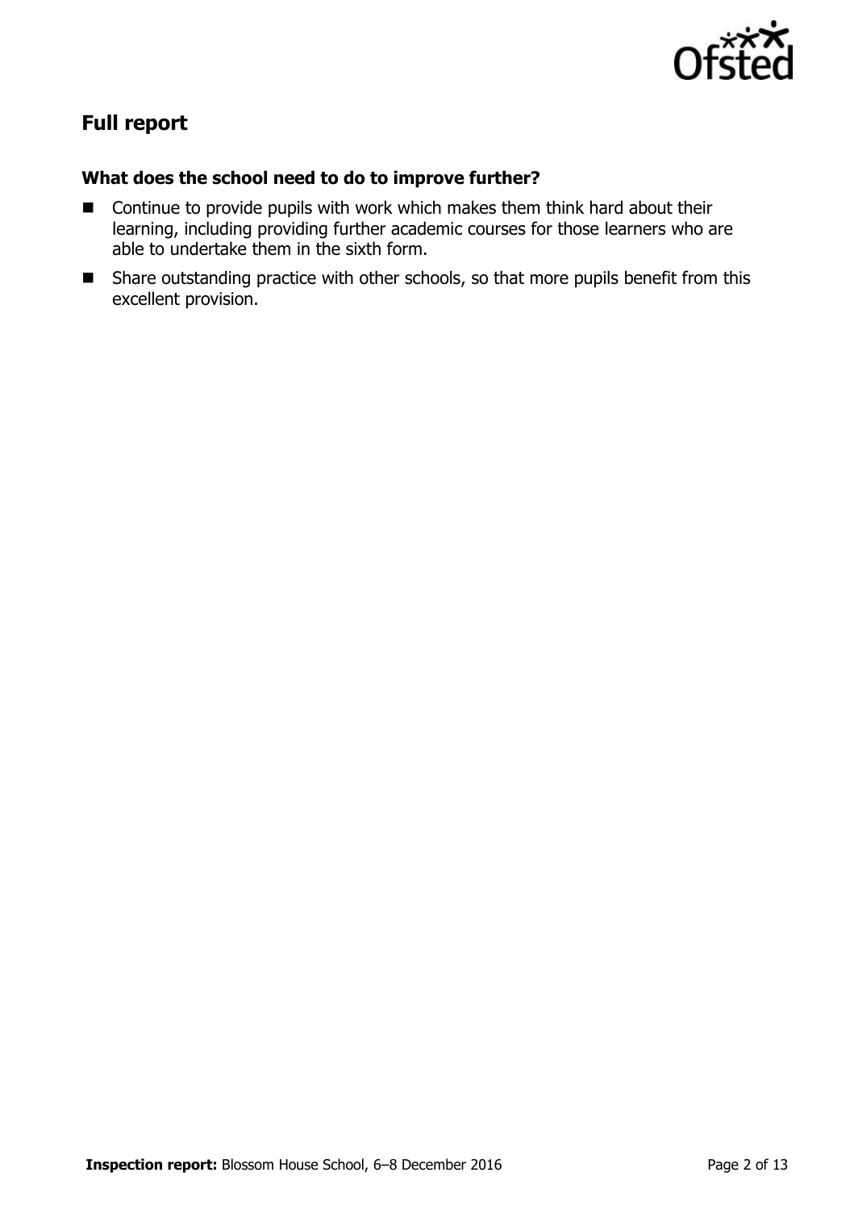## Full report

### What does the school need to do to improve further?

- Continue to provide pupils with work which makes them think hard about their learning, including providing further academic courses for those learners who are able to undertake them in the sixth form.
- Share outstanding practice with other schools, so that more pupils benefit from this excellent provision.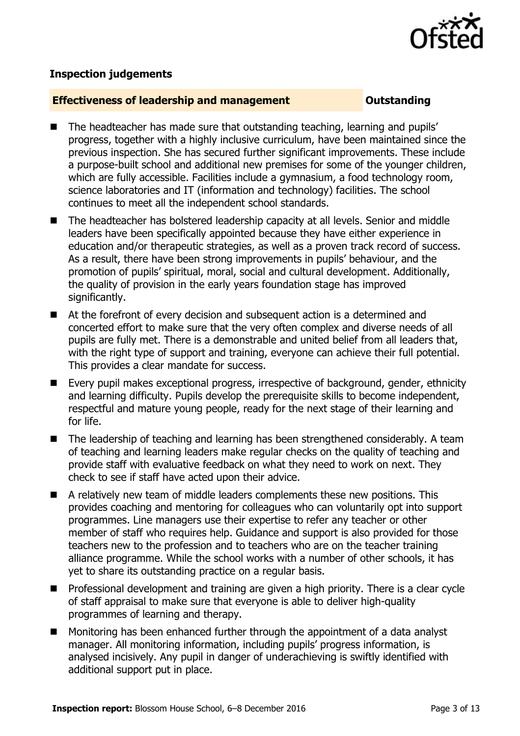## Inspection judgements

### Effectiveness of leadership and management — Outstanding

- The headteacher has made sure that outstanding teaching, learning and pupils' progress, together with a highly inclusive curriculum, have been maintained since the previous inspection. She has secured further significant improvements. These include a purpose-built school and additional new premises for some of the younger children, which are fully accessible. Facilities include a gymnasium, a food technology room, science laboratories and IT (information and technology) facilities. The school continues to meet all the independent school standards.
- The headteacher has bolstered leadership capacity at all levels. Senior and middle leaders have been specifically appointed because they have either experience in education and/or therapeutic strategies, as well as a proven track record of success. As a result, there have been strong improvements in pupils' behaviour, and the promotion of pupils' spiritual, moral, social and cultural development. Additionally, the quality of provision in the early years foundation stage has improved significantly.
- At the forefront of every decision and subsequent action is a determined and concerted effort to make sure that the very often complex and diverse needs of all pupils are fully met. There is a demonstrable and united belief from all leaders that, with the right type of support and training, everyone can achieve their full potential. This provides a clear mandate for success.
- Every pupil makes exceptional progress, irrespective of background, gender, ethnicity and learning difficulty. Pupils develop the prerequisite skills to become independent, respectful and mature young people, ready for the next stage of their learning and for life.
- The leadership of teaching and learning has been strengthened considerably. A team of teaching and learning leaders make regular checks on the quality of teaching and provide staff with evaluative feedback on what they need to work on next. They check to see if staff have acted upon their advice.
- A relatively new team of middle leaders complements these new positions. This provides coaching and mentoring for colleagues who can voluntarily opt into support programmes. Line managers use their expertise to refer any teacher or other member of staff who requires help. Guidance and support is also provided for those teachers new to the profession and to teachers who are on the teacher training alliance programme. While the school works with a number of other schools, it has yet to share its outstanding practice on a regular basis.
- Professional development and training are given a high priority. There is a clear cycle of staff appraisal to make sure that everyone is able to deliver high-quality programmes of learning and therapy.
- Monitoring has been enhanced further through the appointment of a data analyst manager. All monitoring information, including pupils' progress information, is analysed incisively. Any pupil in danger of underachieving is swiftly identified with additional support put in place.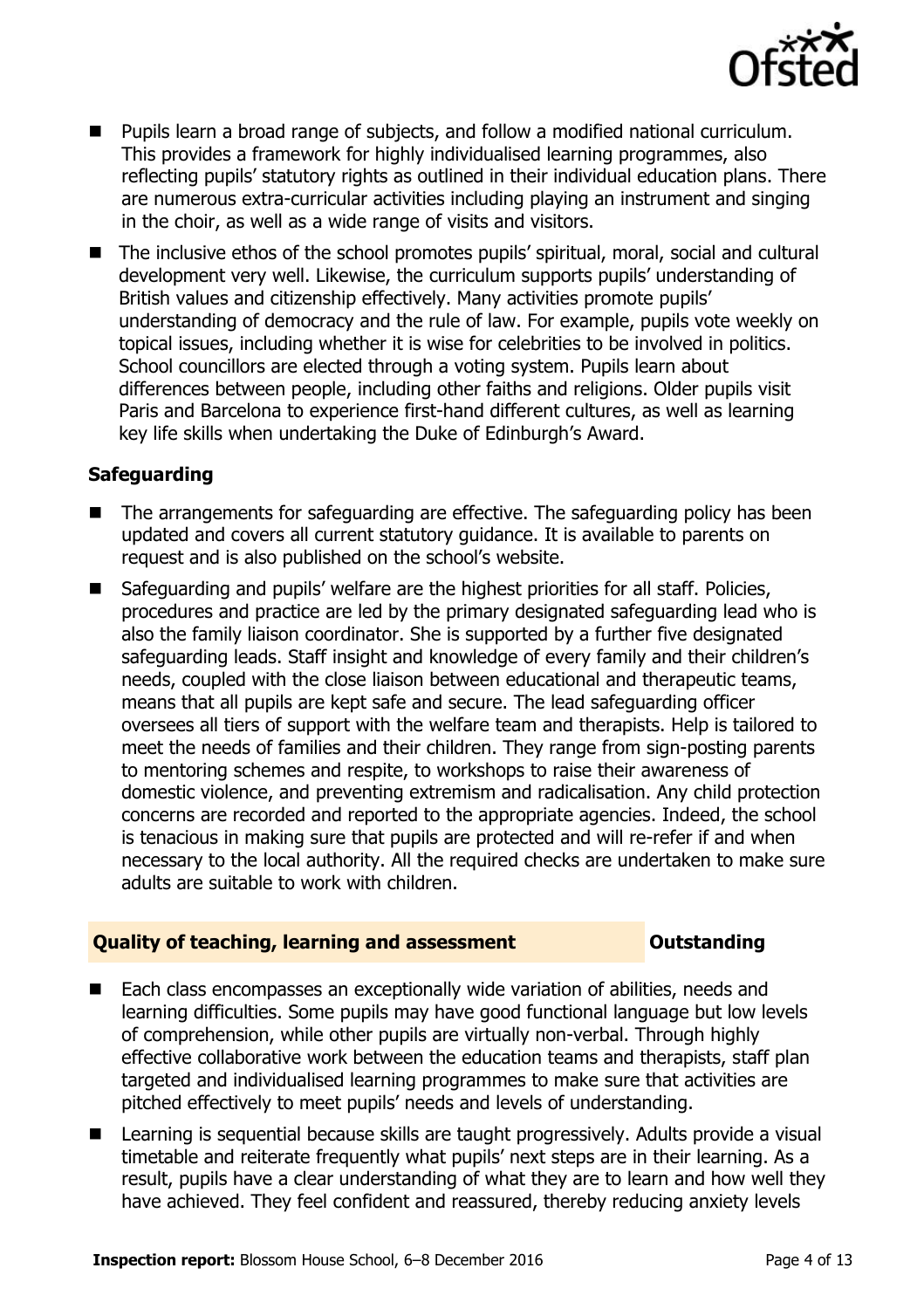- Pupils learn a broad range of subjects, and follow a modified national curriculum. This provides a framework for highly individualised learning programmes, also reflecting pupils' statutory rights as outlined in their individual education plans. There are numerous extra-curricular activities including playing an instrument and singing in the choir, as well as a wide range of visits and visitors.
- The inclusive ethos of the school promotes pupils' spiritual, moral, social and cultural development very well. Likewise, the curriculum supports pupils' understanding of British values and citizenship effectively. Many activities promote pupils' understanding of democracy and the rule of law. For example, pupils vote weekly on topical issues, including whether it is wise for celebrities to be involved in politics. School councillors are elected through a voting system. Pupils learn about differences between people, including other faiths and religions. Older pupils visit Paris and Barcelona to experience first-hand different cultures, as well as learning key life skills when undertaking the Duke of Edinburgh's Award.

**Safeguarding**

- The arrangements for safeguarding are effective. The safeguarding policy has been updated and covers all current statutory guidance. It is available to parents on request and is also published on the school's website.
- Safeguarding and pupils' welfare are the highest priorities for all staff. Policies, procedures and practice are led by the primary designated safeguarding lead who is also the family liaison coordinator. She is supported by a further five designated safeguarding leads. Staff insight and knowledge of every family and their children's needs, coupled with the close liaison between educational and therapeutic teams, means that all pupils are kept safe and secure. The lead safeguarding officer oversees all tiers of support with the welfare team and therapists. Help is tailored to meet the needs of families and their children. They range from sign-posting parents to mentoring schemes and respite, to workshops to raise their awareness of domestic violence, and preventing extremism and radicalisation. Any child protection concerns are recorded and reported to the appropriate agencies. Indeed, the school is tenacious in making sure that pupils are protected and will re-refer if and when necessary to the local authority. All the required checks are undertaken to make sure adults are suitable to work with children.

## Quality of teaching, learning and assessment — Outstanding

- Each class encompasses an exceptionally wide variation of abilities, needs and learning difficulties. Some pupils may have good functional language but low levels of comprehension, while other pupils are virtually non-verbal. Through highly effective collaborative work between the education teams and therapists, staff plan targeted and individualised learning programmes to make sure that activities are pitched effectively to meet pupils' needs and levels of understanding.
- Learning is sequential because skills are taught progressively. Adults provide a visual timetable and reiterate frequently what pupils' next steps are in their learning. As a result, pupils have a clear understanding of what they are to learn and how well they have achieved. They feel confident and reassured, thereby reducing anxiety levels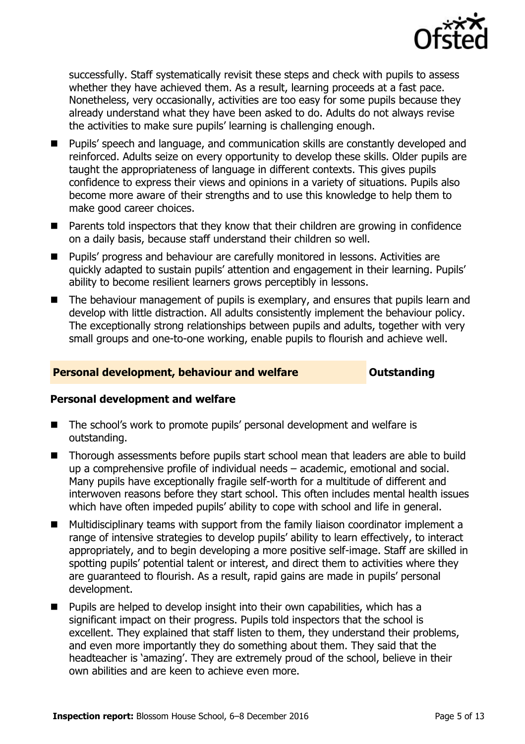successfully. Staff systematically revisit these steps and check with pupils to assess whether they have achieved them. As a result, learning proceeds at a fast pace. Nonetheless, very occasionally, activities are too easy for some pupils because they already understand what they have been asked to do. Adults do not always revise the activities to make sure pupils' learning is challenging enough.

- Pupils' speech and language, and communication skills are constantly developed and reinforced. Adults seize on every opportunity to develop these skills. Older pupils are taught the appropriateness of language in different contexts. This gives pupils confidence to express their views and opinions in a variety of situations. Pupils also become more aware of their strengths and to use this knowledge to help them to make good career choices.
- Parents told inspectors that they know that their children are growing in confidence on a daily basis, because staff understand their children so well.
- Pupils' progress and behaviour are carefully monitored in lessons. Activities are quickly adapted to sustain pupils' attention and engagement in their learning. Pupils' ability to become resilient learners grows perceptibly in lessons.
- The behaviour management of pupils is exemplary, and ensures that pupils learn and develop with little distraction. All adults consistently implement the behaviour policy. The exceptionally strong relationships between pupils and adults, together with very small groups and one-to-one working, enable pupils to flourish and achieve well.

## Personal development, behaviour and welfare — Outstanding

### Personal development and welfare

- The school's work to promote pupils' personal development and welfare is outstanding.
- Thorough assessments before pupils start school mean that leaders are able to build up a comprehensive profile of individual needs – academic, emotional and social. Many pupils have exceptionally fragile self-worth for a multitude of different and interwoven reasons before they start school. This often includes mental health issues which have often impeded pupils' ability to cope with school and life in general.
- Multidisciplinary teams with support from the family liaison coordinator implement a range of intensive strategies to develop pupils' ability to learn effectively, to interact appropriately, and to begin developing a more positive self-image. Staff are skilled in spotting pupils' potential talent or interest, and direct them to activities where they are guaranteed to flourish. As a result, rapid gains are made in pupils' personal development.
- Pupils are helped to develop insight into their own capabilities, which has a significant impact on their progress. Pupils told inspectors that the school is excellent. They explained that staff listen to them, they understand their problems, and even more importantly they do something about them. They said that the headteacher is 'amazing'. They are extremely proud of the school, believe in their own abilities and are keen to achieve even more.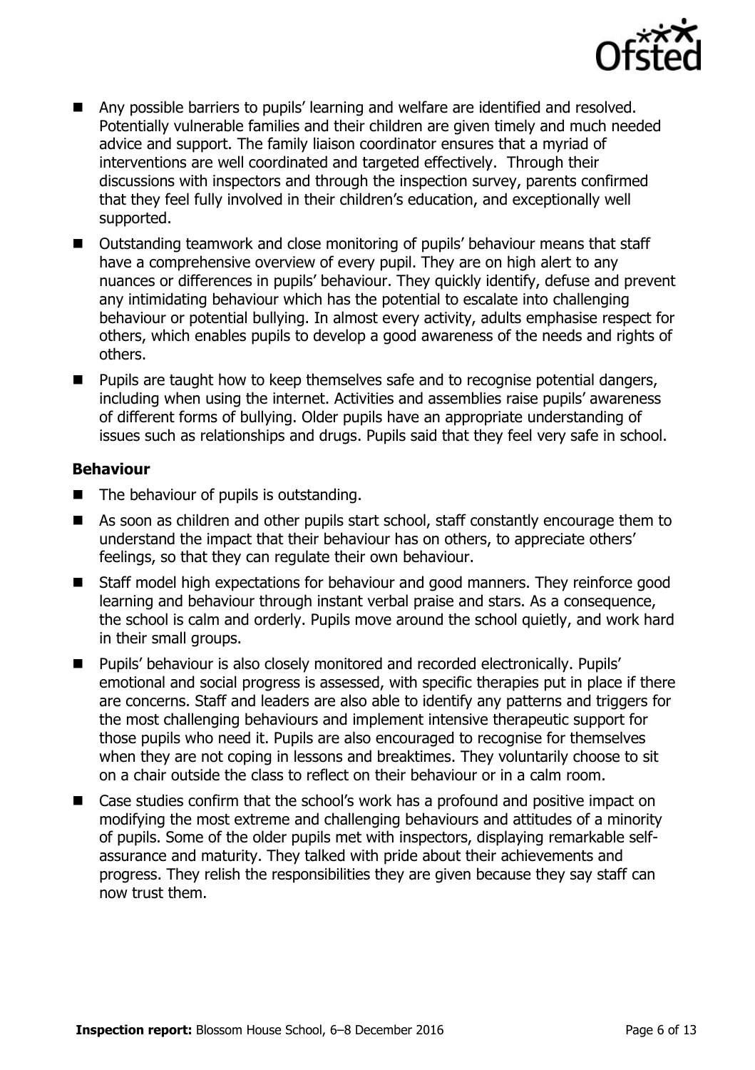- Any possible barriers to pupils' learning and welfare are identified and resolved. Potentially vulnerable families and their children are given timely and much needed advice and support. The family liaison coordinator ensures that a myriad of interventions are well coordinated and targeted effectively. Through their discussions with inspectors and through the inspection survey, parents confirmed that they feel fully involved in their children's education, and exceptionally well supported.
- Outstanding teamwork and close monitoring of pupils' behaviour means that staff have a comprehensive overview of every pupil. They are on high alert to any nuances or differences in pupils' behaviour. They quickly identify, defuse and prevent any intimidating behaviour which has the potential to escalate into challenging behaviour or potential bullying. In almost every activity, adults emphasise respect for others, which enables pupils to develop a good awareness of the needs and rights of others.
- Pupils are taught how to keep themselves safe and to recognise potential dangers, including when using the internet. Activities and assemblies raise pupils' awareness of different forms of bullying. Older pupils have an appropriate understanding of issues such as relationships and drugs. Pupils said that they feel very safe in school.

### Behaviour

- The behaviour of pupils is outstanding.
- As soon as children and other pupils start school, staff constantly encourage them to understand the impact that their behaviour has on others, to appreciate others' feelings, so that they can regulate their own behaviour.
- Staff model high expectations for behaviour and good manners. They reinforce good learning and behaviour through instant verbal praise and stars. As a consequence, the school is calm and orderly. Pupils move around the school quietly, and work hard in their small groups.
- Pupils' behaviour is also closely monitored and recorded electronically. Pupils' emotional and social progress is assessed, with specific therapies put in place if there are concerns. Staff and leaders are also able to identify any patterns and triggers for the most challenging behaviours and implement intensive therapeutic support for those pupils who need it. Pupils are also encouraged to recognise for themselves when they are not coping in lessons and breaktimes. They voluntarily choose to sit on a chair outside the class to reflect on their behaviour or in a calm room.
- Case studies confirm that the school's work has a profound and positive impact on modifying the most extreme and challenging behaviours and attitudes of a minority of pupils. Some of the older pupils met with inspectors, displaying remarkable self-assurance and maturity. They talked with pride about their achievements and progress. They relish the responsibilities they are given because they say staff can now trust them.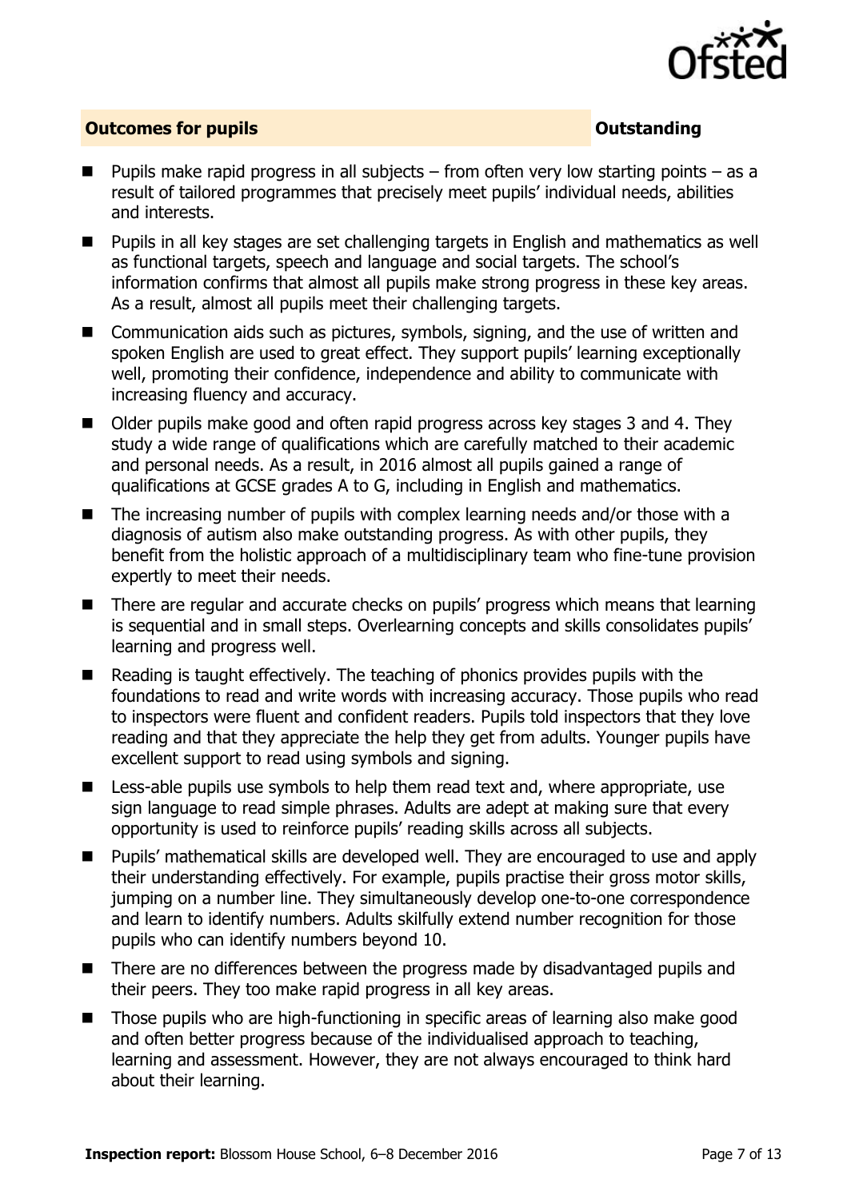## Outcomes for pupils — Outstanding

- Pupils make rapid progress in all subjects – from often very low starting points – as a result of tailored programmes that precisely meet pupils' individual needs, abilities and interests.
- Pupils in all key stages are set challenging targets in English and mathematics as well as functional targets, speech and language and social targets. The school's information confirms that almost all pupils make strong progress in these key areas. As a result, almost all pupils meet their challenging targets.
- Communication aids such as pictures, symbols, signing, and the use of written and spoken English are used to great effect. They support pupils' learning exceptionally well, promoting their confidence, independence and ability to communicate with increasing fluency and accuracy.
- Older pupils make good and often rapid progress across key stages 3 and 4. They study a wide range of qualifications which are carefully matched to their academic and personal needs. As a result, in 2016 almost all pupils gained a range of qualifications at GCSE grades A to G, including in English and mathematics.
- The increasing number of pupils with complex learning needs and/or those with a diagnosis of autism also make outstanding progress. As with other pupils, they benefit from the holistic approach of a multidisciplinary team who fine-tune provision expertly to meet their needs.
- There are regular and accurate checks on pupils' progress which means that learning is sequential and in small steps. Overlearning concepts and skills consolidates pupils' learning and progress well.
- Reading is taught effectively. The teaching of phonics provides pupils with the foundations to read and write words with increasing accuracy. Those pupils who read to inspectors were fluent and confident readers. Pupils told inspectors that they love reading and that they appreciate the help they get from adults. Younger pupils have excellent support to read using symbols and signing.
- Less-able pupils use symbols to help them read text and, where appropriate, use sign language to read simple phrases. Adults are adept at making sure that every opportunity is used to reinforce pupils' reading skills across all subjects.
- Pupils' mathematical skills are developed well. They are encouraged to use and apply their understanding effectively. For example, pupils practise their gross motor skills, jumping on a number line. They simultaneously develop one-to-one correspondence and learn to identify numbers. Adults skilfully extend number recognition for those pupils who can identify numbers beyond 10.
- There are no differences between the progress made by disadvantaged pupils and their peers. They too make rapid progress in all key areas.
- Those pupils who are high-functioning in specific areas of learning also make good and often better progress because of the individualised approach to teaching, learning and assessment. However, they are not always encouraged to think hard about their learning.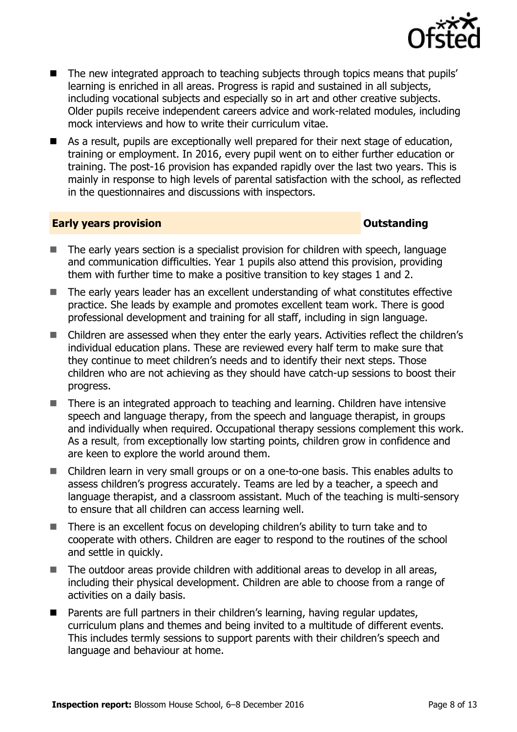- The new integrated approach to teaching subjects through topics means that pupils' learning is enriched in all areas. Progress is rapid and sustained in all subjects, including vocational subjects and especially so in art and other creative subjects. Older pupils receive independent careers advice and work-related modules, including mock interviews and how to write their curriculum vitae.
- As a result, pupils are exceptionally well prepared for their next stage of education, training or employment. In 2016, every pupil went on to either further education or training. The post-16 provision has expanded rapidly over the last two years. This is mainly in response to high levels of parental satisfaction with the school, as reflected in the questionnaires and discussions with inspectors.

## Early years provision — Outstanding

- The early years section is a specialist provision for children with speech, language and communication difficulties. Year 1 pupils also attend this provision, providing them with further time to make a positive transition to key stages 1 and 2.
- The early years leader has an excellent understanding of what constitutes effective practice. She leads by example and promotes excellent team work. There is good professional development and training for all staff, including in sign language.
- Children are assessed when they enter the early years. Activities reflect the children's individual education plans. These are reviewed every half term to make sure that they continue to meet children's needs and to identify their next steps. Those children who are not achieving as they should have catch-up sessions to boost their progress.
- There is an integrated approach to teaching and learning. Children have intensive speech and language therapy, from the speech and language therapist, in groups and individually when required. Occupational therapy sessions complement this work. As a result, from exceptionally low starting points, children grow in confidence and are keen to explore the world around them.
- Children learn in very small groups or on a one-to-one basis. This enables adults to assess children's progress accurately. Teams are led by a teacher, a speech and language therapist, and a classroom assistant. Much of the teaching is multi-sensory to ensure that all children can access learning well.
- There is an excellent focus on developing children's ability to turn take and to cooperate with others. Children are eager to respond to the routines of the school and settle in quickly.
- The outdoor areas provide children with additional areas to develop in all areas, including their physical development. Children are able to choose from a range of activities on a daily basis.
- Parents are full partners in their children's learning, having regular updates, curriculum plans and themes and being invited to a multitude of different events. This includes termly sessions to support parents with their children's speech and language and behaviour at home.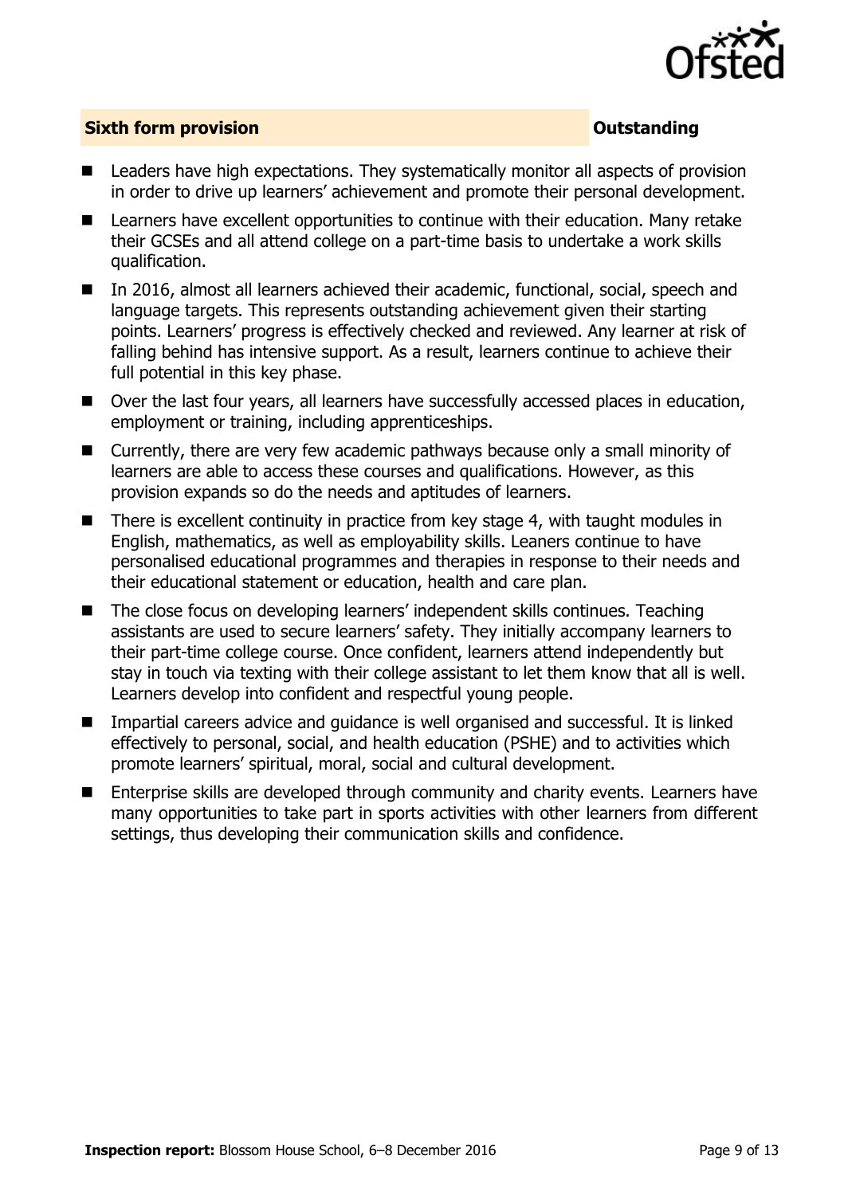## Sixth form provision — Outstanding

- Leaders have high expectations. They systematically monitor all aspects of provision in order to drive up learners' achievement and promote their personal development.
- Learners have excellent opportunities to continue with their education. Many retake their GCSEs and all attend college on a part-time basis to undertake a work skills qualification.
- In 2016, almost all learners achieved their academic, functional, social, speech and language targets. This represents outstanding achievement given their starting points. Learners' progress is effectively checked and reviewed. Any learner at risk of falling behind has intensive support. As a result, learners continue to achieve their full potential in this key phase.
- Over the last four years, all learners have successfully accessed places in education, employment or training, including apprenticeships.
- Currently, there are very few academic pathways because only a small minority of learners are able to access these courses and qualifications. However, as this provision expands so do the needs and aptitudes of learners.
- There is excellent continuity in practice from key stage 4, with taught modules in English, mathematics, as well as employability skills. Leaners continue to have personalised educational programmes and therapies in response to their needs and their educational statement or education, health and care plan.
- The close focus on developing learners' independent skills continues. Teaching assistants are used to secure learners' safety. They initially accompany learners to their part-time college course. Once confident, learners attend independently but stay in touch via texting with their college assistant to let them know that all is well. Learners develop into confident and respectful young people.
- Impartial careers advice and guidance is well organised and successful. It is linked effectively to personal, social, and health education (PSHE) and to activities which promote learners' spiritual, moral, social and cultural development.
- Enterprise skills are developed through community and charity events. Learners have many opportunities to take part in sports activities with other learners from different settings, thus developing their communication skills and confidence.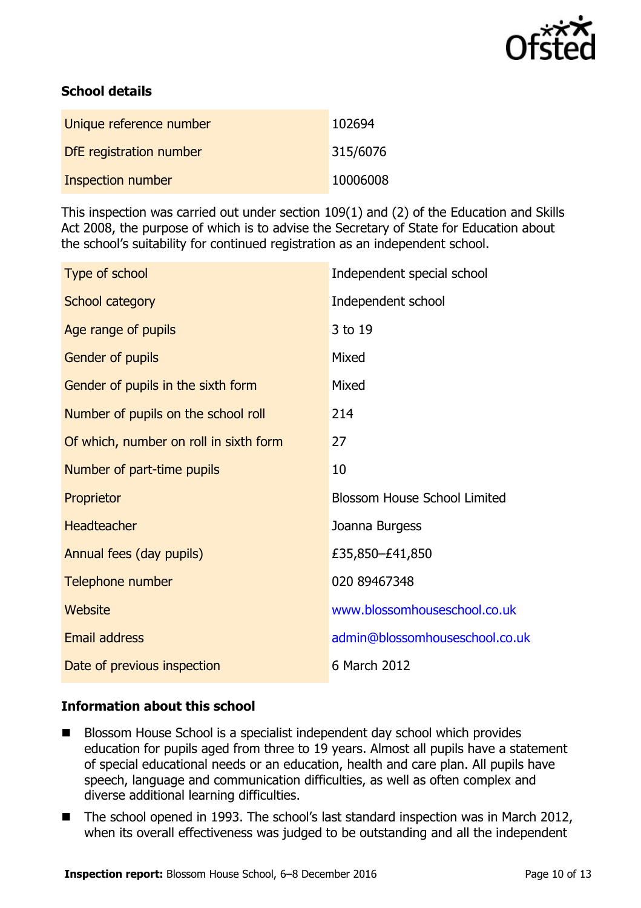### School details

| Unique reference number | 102694 |
| --- | --- |
| DfE registration number | 315/6076 |
| Inspection number | 10006008 |

This inspection was carried out under section 109(1) and (2) of the Education and Skills Act 2008, the purpose of which is to advise the Secretary of State for Education about the school's suitability for continued registration as an independent school.

| Type of school | Independent special school |
| --- | --- |
| School category | Independent school |
| Age range of pupils | 3 to 19 |
| Gender of pupils | Mixed |
| Gender of pupils in the sixth form | Mixed |
| Number of pupils on the school roll | 214 |
| Of which, number on roll in sixth form | 27 |
| Number of part-time pupils | 10 |
| Proprietor | Blossom House School Limited |
| Headteacher | Joanna Burgess |
| Annual fees (day pupils) | £35,850–£41,850 |
| Telephone number | 020 89467348 |
| Website | www.blossomhouseschool.co.uk |
| Email address | admin@blossomhouseschool.co.uk |
| Date of previous inspection | 6 March 2012 |

### Information about this school

- Blossom House School is a specialist independent day school which provides education for pupils aged from three to 19 years. Almost all pupils have a statement of special educational needs or an education, health and care plan. All pupils have speech, language and communication difficulties, as well as often complex and diverse additional learning difficulties.
- The school opened in 1993. The school's last standard inspection was in March 2012, when its overall effectiveness was judged to be outstanding and all the independent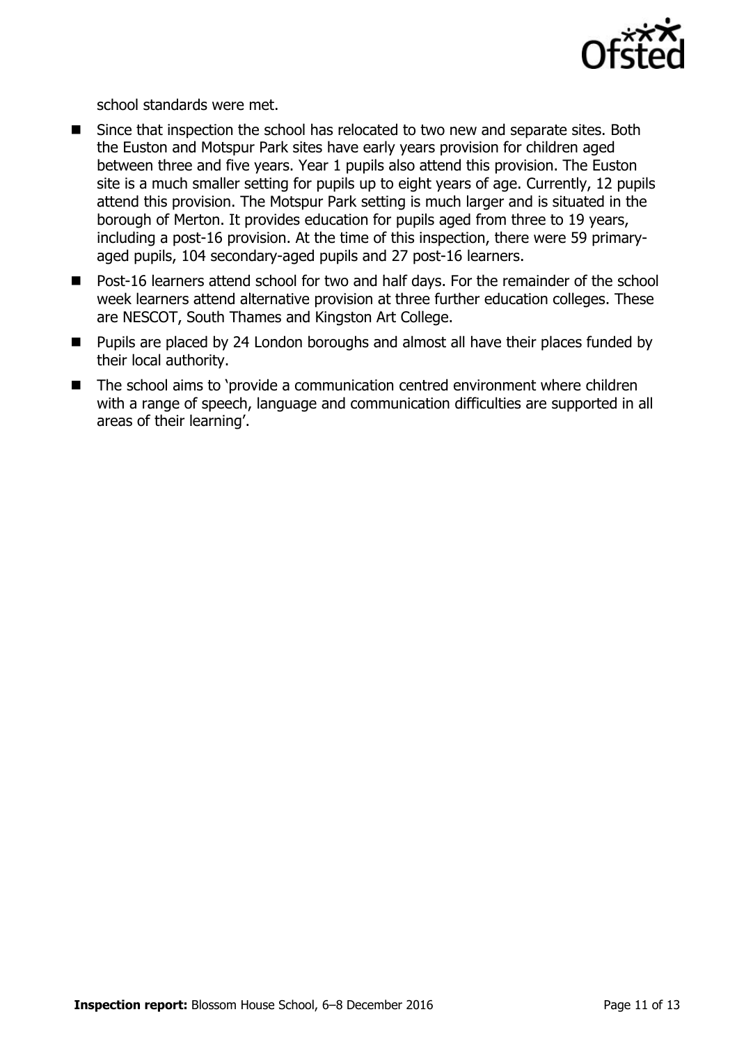school standards were met.

- Since that inspection the school has relocated to two new and separate sites. Both the Euston and Motspur Park sites have early years provision for children aged between three and five years. Year 1 pupils also attend this provision. The Euston site is a much smaller setting for pupils up to eight years of age. Currently, 12 pupils attend this provision. The Motspur Park setting is much larger and is situated in the borough of Merton. It provides education for pupils aged from three to 19 years, including a post-16 provision. At the time of this inspection, there were 59 primary-aged pupils, 104 secondary-aged pupils and 27 post-16 learners.
- Post-16 learners attend school for two and half days. For the remainder of the school week learners attend alternative provision at three further education colleges. These are NESCOT, South Thames and Kingston Art College.
- Pupils are placed by 24 London boroughs and almost all have their places funded by their local authority.
- The school aims to 'provide a communication centred environment where children with a range of speech, language and communication difficulties are supported in all areas of their learning'.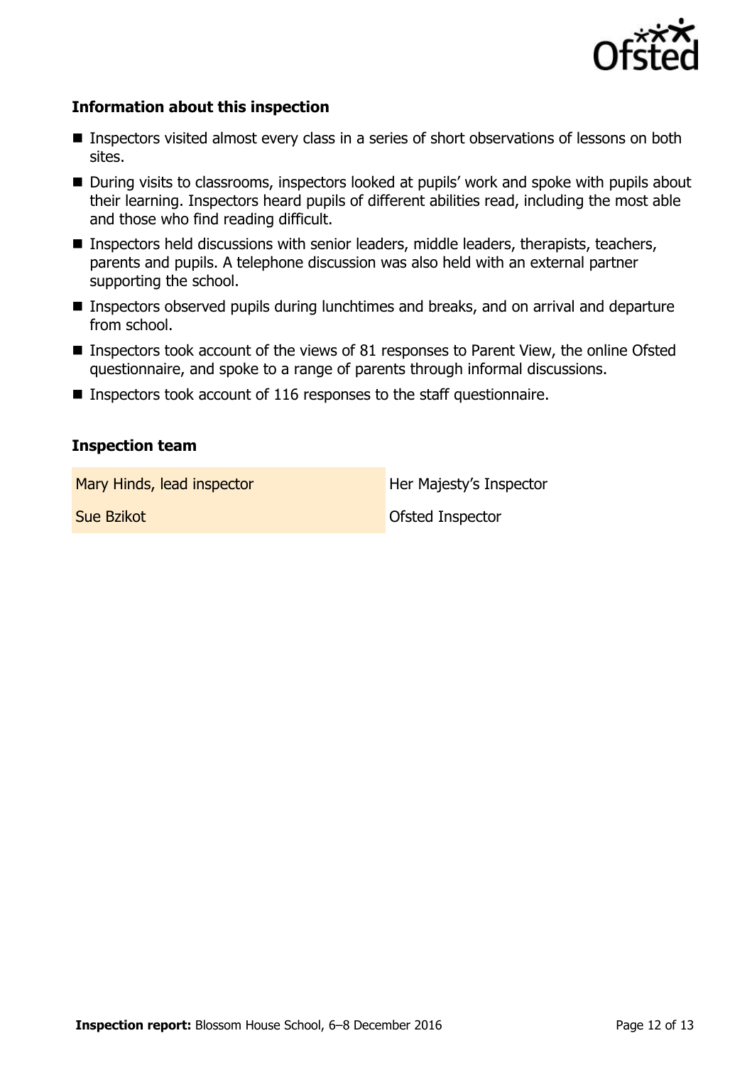### Information about this inspection

- Inspectors visited almost every class in a series of short observations of lessons on both sites.
- During visits to classrooms, inspectors looked at pupils' work and spoke with pupils about their learning. Inspectors heard pupils of different abilities read, including the most able and those who find reading difficult.
- Inspectors held discussions with senior leaders, middle leaders, therapists, teachers, parents and pupils. A telephone discussion was also held with an external partner supporting the school.
- Inspectors observed pupils during lunchtimes and breaks, and on arrival and departure from school.
- Inspectors took account of the views of 81 responses to Parent View, the online Ofsted questionnaire, and spoke to a range of parents through informal discussions.
- Inspectors took account of 116 responses to the staff questionnaire.

### Inspection team

| | |
|---|---|
| Mary Hinds, lead inspector | Her Majesty's Inspector |
| Sue Bzikot | Ofsted Inspector |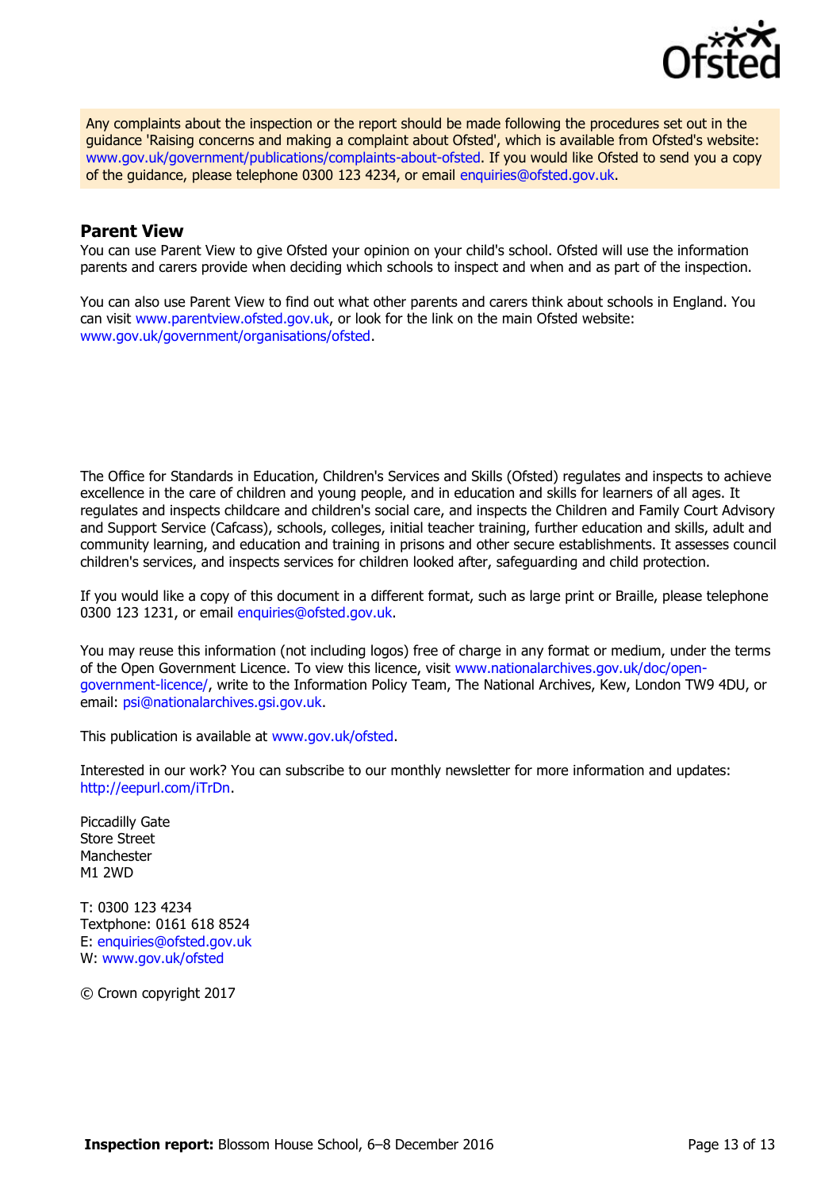Any complaints about the inspection or the report should be made following the procedures set out in the guidance 'Raising concerns and making a complaint about Ofsted', which is available from Ofsted's website: www.gov.uk/government/publications/complaints-about-ofsted. If you would like Ofsted to send you a copy of the guidance, please telephone 0300 123 4234, or email enquiries@ofsted.gov.uk.

## Parent View

You can use Parent View to give Ofsted your opinion on your child's school. Ofsted will use the information parents and carers provide when deciding which schools to inspect and when and as part of the inspection.

You can also use Parent View to find out what other parents and carers think about schools in England. You can visit www.parentview.ofsted.gov.uk, or look for the link on the main Ofsted website: www.gov.uk/government/organisations/ofsted.

The Office for Standards in Education, Children's Services and Skills (Ofsted) regulates and inspects to achieve excellence in the care of children and young people, and in education and skills for learners of all ages. It regulates and inspects childcare and children's social care, and inspects the Children and Family Court Advisory and Support Service (Cafcass), schools, colleges, initial teacher training, further education and skills, adult and community learning, and education and training in prisons and other secure establishments. It assesses council children's services, and inspects services for children looked after, safeguarding and child protection.

If you would like a copy of this document in a different format, such as large print or Braille, please telephone 0300 123 1231, or email enquiries@ofsted.gov.uk.

You may reuse this information (not including logos) free of charge in any format or medium, under the terms of the Open Government Licence. To view this licence, visit www.nationalarchives.gov.uk/doc/open-government-licence/, write to the Information Policy Team, The National Archives, Kew, London TW9 4DU, or email: psi@nationalarchives.gsi.gov.uk.

This publication is available at www.gov.uk/ofsted.

Interested in our work? You can subscribe to our monthly newsletter for more information and updates: http://eepurl.com/iTrDn.

Piccadilly Gate
Store Street
Manchester
M1 2WD

T: 0300 123 4234
Textphone: 0161 618 8524
E: enquiries@ofsted.gov.uk
W: www.gov.uk/ofsted

© Crown copyright 2017